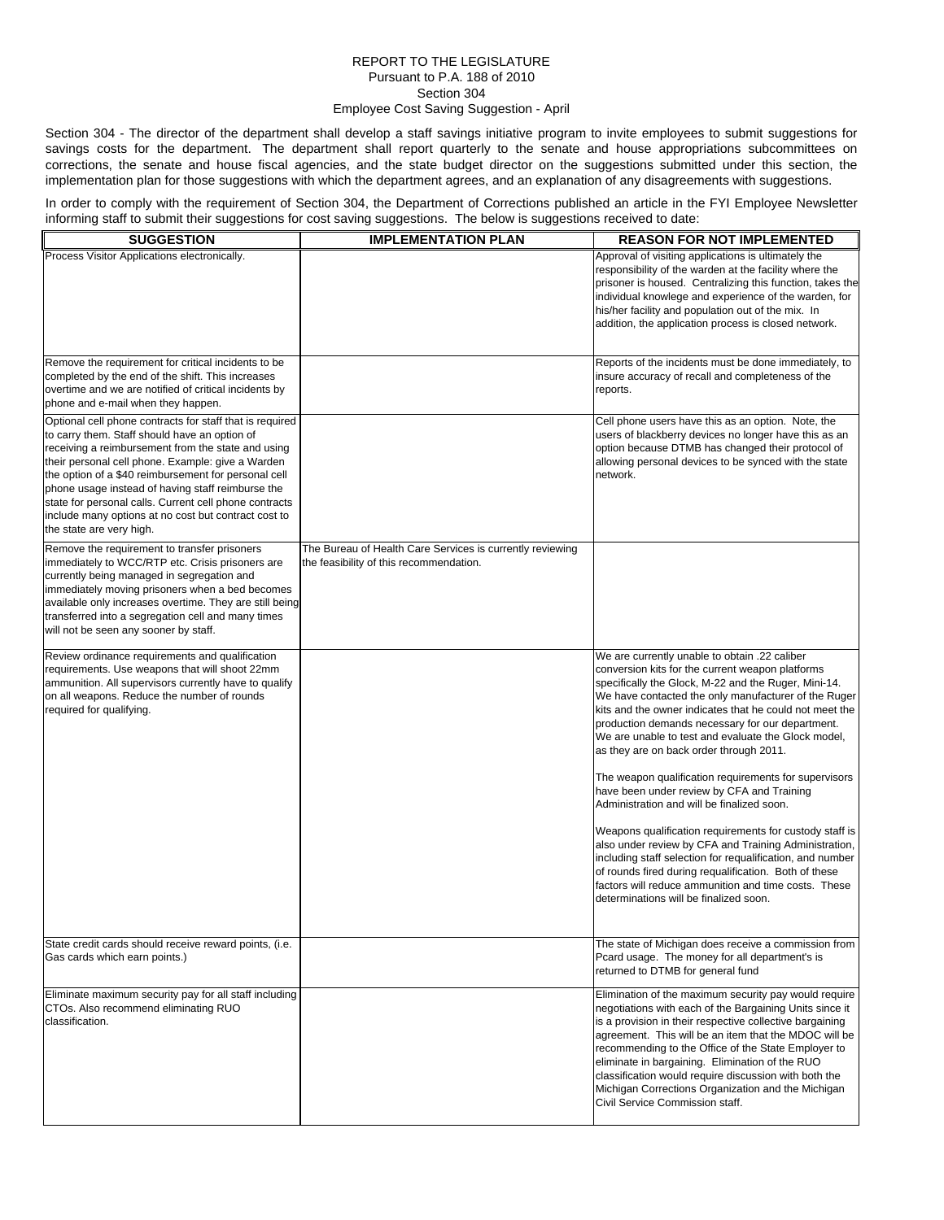REPORT TO THE LEGISLATURE
Pursuant to P.A. 188 of 2010
Section 304
Employee Cost Saving Suggestion - April

Section 304 - The director of the department shall develop a staff savings initiative program to invite employees to submit suggestions for savings costs for the department. The department shall report quarterly to the senate and house appropriations subcommittees on corrections, the senate and house fiscal agencies, and the state budget director on the suggestions submitted under this section, the implementation plan for those suggestions with which the department agrees, and an explanation of any disagreements with suggestions.

In order to comply with the requirement of Section 304, the Department of Corrections published an article in the FYI Employee Newsletter informing staff to submit their suggestions for cost saving suggestions. The below is suggestions received to date:

| SUGGESTION | IMPLEMENTATION PLAN | REASON FOR NOT IMPLEMENTED |
|---|---|---|
| Process Visitor Applications electronically. | | Approval of visiting applications is ultimately the responsibility of the warden at the facility where the prisoner is housed. Centralizing this function, takes the individual knowlege and experience of the warden, for his/her facility and population out of the mix. In addition, the application process is closed network. |
| Remove the requirement for critical incidents to be completed by the end of the shift. This increases overtime and we are notified of critical incidents by phone and e-mail when they happen. | | Reports of the incidents must be done immediately, to insure accuracy of recall and completeness of the reports. |
| Optional cell phone contracts for staff that is required to carry them. Staff should have an option of receiving a reimbursement from the state and using their personal cell phone. Example: give a Warden the option of a $40 reimbursement for personal cell phone usage instead of having staff reimburse the state for personal calls. Current cell phone contracts include many options at no cost but contract cost to the state are very high. | | Cell phone users have this as an option. Note, the users of blackberry devices no longer have this as an option because DTMB has changed their protocol of allowing personal devices to be synced with the state network. |
| Remove the requirement to transfer prisoners immediately to WCC/RTP etc. Crisis prisoners are currently being managed in segregation and immediately moving prisoners when a bed becomes available only increases overtime. They are still being transferred into a segregation cell and many times will not be seen any sooner by staff. | The Bureau of Health Care Services is currently reviewing the feasibility of this recommendation. | |
| Review ordinance requirements and qualification requirements. Use weapons that will shoot 22mm ammunition. All supervisors currently have to qualify on all weapons. Reduce the number of rounds required for qualifying. | | We are currently unable to obtain .22 caliber conversion kits for the current weapon platforms specifically the Glock, M-22 and the Ruger, Mini-14. We have contacted the only manufacturer of the Ruger kits and the owner indicates that he could not meet the production demands necessary for our department. We are unable to test and evaluate the Glock model, as they are on back order through 2011.<br><br>The weapon qualification requirements for supervisors have been under review by CFA and Training Administration and will be finalized soon.<br><br>Weapons qualification requirements for custody staff is also under review by CFA and Training Administration, including staff selection for requalification, and number of rounds fired during requalification. Both of these factors will reduce ammunition and time costs. These determinations will be finalized soon. |
| State credit cards should receive reward points, (i.e. Gas cards which earn points.) | | The state of Michigan does receive a commission from Pcard usage. The money for all department's is returned to DTMB for general fund |
| Eliminate maximum security pay for all staff including CTOs. Also recommend eliminating RUO classification. | | Elimination of the maximum security pay would require negotiations with each of the Bargaining Units since it is a provision in their respective collective bargaining agreement. This will be an item that the MDOC will be recommending to the Office of the State Employer to eliminate in bargaining. Elimination of the RUO classification would require discussion with both the Michigan Corrections Organization and the Michigan Civil Service Commission staff. |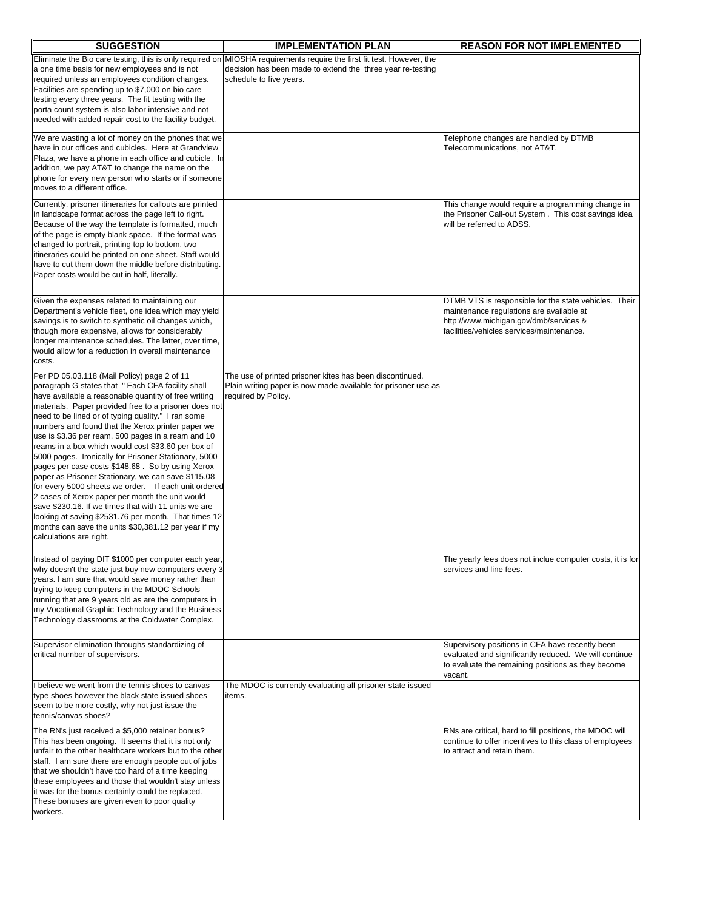| SUGGESTION | IMPLEMENTATION PLAN | REASON FOR NOT IMPLEMENTED |
|---|---|---|
| Eliminate the Bio care testing, this is only required on a one time basis for new employees and is not required unless an employees condition changes. Facilities are spending up to $7,000 on bio care testing every three years. The fit testing with the porta count system is also labor intensive and not needed with added repair cost to the facility budget. | MIOSHA requirements require the first fit test. However, the decision has been made to extend the three year re-testing schedule to five years. | |
| We are wasting a lot of money on the phones that we have in our offices and cubicles. Here at Grandview Plaza, we have a phone in each office and cubicle. In addtion, we pay AT&T to change the name on the phone for every new person who starts or if someone moves to a different office. | | Telephone changes are handled by DTMB Telecommunications, not AT&T. |
| Currently, prisoner itineraries for callouts are printed in landscape format across the page left to right. Because of the way the template is formatted, much of the page is empty blank space. If the format was changed to portrait, printing top to bottom, two itineraries could be printed on one sheet. Staff would have to cut them down the middle before distributing. Paper costs would be cut in half, literally. | | This change would require a programming change in the Prisoner Call-out System . This cost savings idea will be referred to ADSS. |
| Given the expenses related to maintaining our Department's vehicle fleet, one idea which may yield savings is to switch to synthetic oil changes which, though more expensive, allows for considerably longer maintenance schedules. The latter, over time, would allow for a reduction in overall maintenance costs. | | DTMB VTS is responsible for the state vehicles. Their maintenance regulations are available at http://www.michigan.gov/dmb/services & facilities/vehicles services/maintenance. |
| Per PD 05.03.118 (Mail Policy) page 2 of 11 paragraph G states that " Each CFA facility shall have available a reasonable quantity of free writing materials. Paper provided free to a prisoner does not need to be lined or of typing quality." I ran some numbers and found that the Xerox printer paper we use is $3.36 per ream, 500 pages in a ream and 10 reams in a box which would cost $33.60 per box of 5000 pages. Ironically for Prisoner Stationary, 5000 pages per case costs $148.68 . So by using Xerox paper as Prisoner Stationary, we can save $115.08 for every 5000 sheets we order. If each unit ordered 2 cases of Xerox paper per month the unit would save $230.16. If we times that with 11 units we are looking at saving $2531.76 per month. That times 12 months can save the units $30,381.12 per year if my calculations are right. | The use of printed prisoner kites has been discontinued. Plain writing paper is now made available for prisoner use as required by Policy. | |
| Instead of paying DIT $1000 per computer each year, why doesn't the state just buy new computers every 3 years. I am sure that would save money rather than trying to keep computers in the MDOC Schools running that are 9 years old as are the computers in my Vocational Graphic Technology and the Business Technology classrooms at the Coldwater Complex. | | The yearly fees does not inclue computer costs, it is for services and line fees. |
| Supervisor elimination throughs standardizing of critical number of supervisors. | | Supervisory positions in CFA have recently been evaluated and significantly reduced. We will continue to evaluate the remaining positions as they become vacant. |
| I believe we went from the tennis shoes to canvas type shoes however the black state issued shoes seem to be more costly, why not just issue the tennis/canvas shoes? | The MDOC is currently evaluating all prisoner state issued items. | |
| The RN's just received a $5,000 retainer bonus? This has been ongoing. It seems that it is not only unfair to the other healthcare workers but to the other staff. I am sure there are enough people out of jobs that we shouldn't have too hard of a time keeping these employees and those that wouldn't stay unless it was for the bonus certainly could be replaced. These bonuses are given even to poor quality workers. | | RNs are critical, hard to fill positions, the MDOC will continue to offer incentives to this class of employees to attract and retain them. |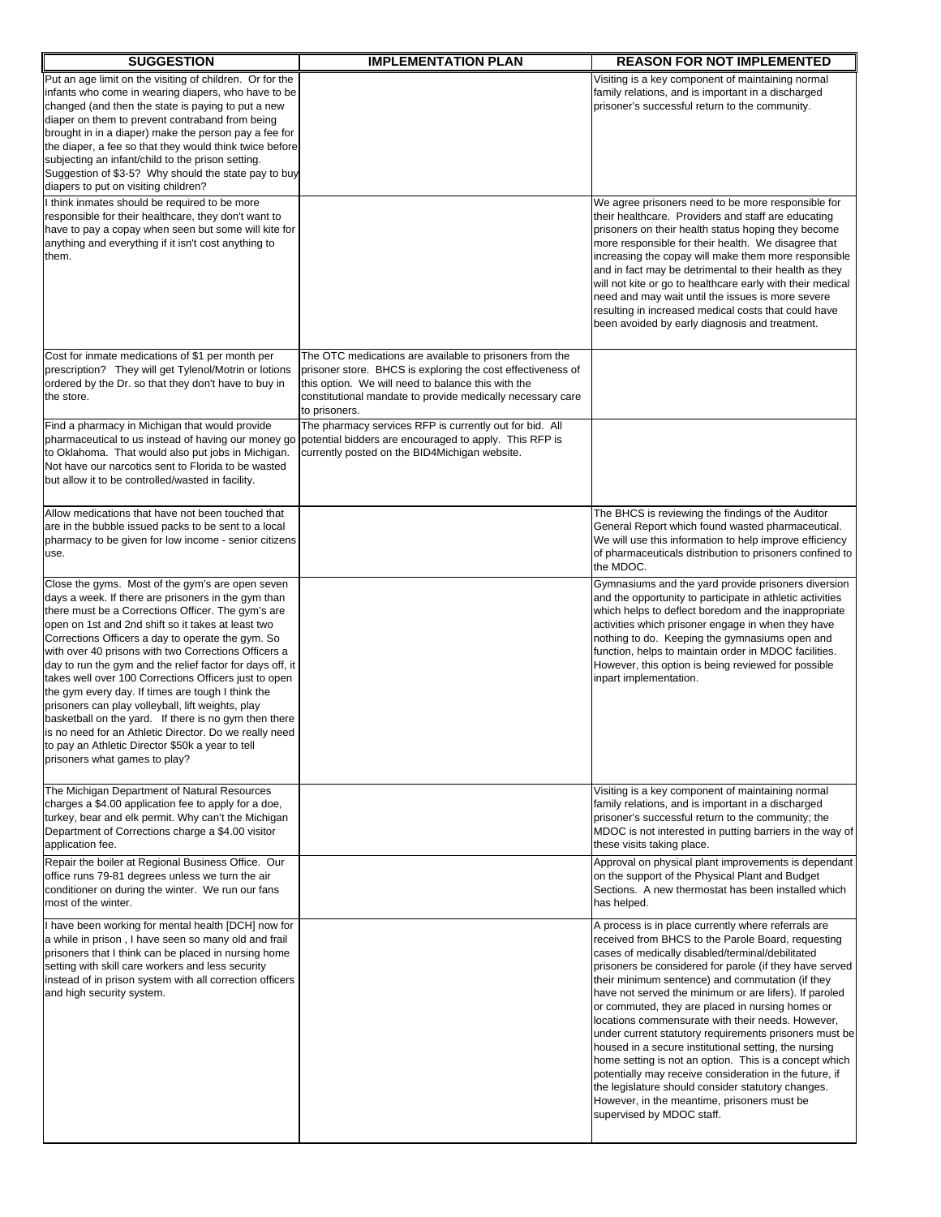| SUGGESTION | IMPLEMENTATION PLAN | REASON FOR NOT IMPLEMENTED |
|---|---|---|
| Put an age limit on the visiting of children. Or for the infants who come in wearing diapers, who have to be changed (and then the state is paying to put a new diaper on them to prevent contraband from being brought in in a diaper) make the person pay a fee for the diaper, a fee so that they would think twice before subjecting an infant/child to the prison setting. Suggestion of $3-5? Why should the state pay to buy diapers to put on visiting children? | | Visiting is a key component of maintaining normal family relations, and is important in a discharged prisoner's successful return to the community. |
| I think inmates should be required to be more responsible for their healthcare, they don't want to have to pay a copay when seen but some will kite for anything and everything if it isn't cost anything to them. | | We agree prisoners need to be more responsible for their healthcare. Providers and staff are educating prisoners on their health status hoping they become more responsible for their health. We disagree that increasing the copay will make them more responsible and in fact may be detrimental to their health as they will not kite or go to healthcare early with their medical need and may wait until the issues is more severe resulting in increased medical costs that could have been avoided by early diagnosis and treatment. |
| Cost for inmate medications of $1 per month per prescription? They will get Tylenol/Motrin or lotions ordered by the Dr. so that they don't have to buy in the store. | The OTC medications are available to prisoners from the prisoner store. BHCS is exploring the cost effectiveness of this option. We will need to balance this with the constitutional mandate to provide medically necessary care to prisoners. | |
| Find a pharmacy in Michigan that would provide pharmaceutical to us instead of having our money go to Oklahoma. That would also put jobs in Michigan. Not have our narcotics sent to Florida to be wasted but allow it to be controlled/wasted in facility. | The pharmacy services RFP is currently out for bid. All potential bidders are encouraged to apply. This RFP is currently posted on the BID4Michigan website. | |
| Allow medications that have not been touched that are in the bubble issued packs to be sent to a local pharmacy to be given for low income - senior citizens use. | | The BHCS is reviewing the findings of the Auditor General Report which found wasted pharmaceutical. We will use this information to help improve efficiency of pharmaceuticals distribution to prisoners confined to the MDOC. |
| Close the gyms. Most of the gym's are open seven days a week. If there are prisoners in the gym than there must be a Corrections Officer. The gym's are open on 1st and 2nd shift so it takes at least two Corrections Officers a day to operate the gym. So with over 40 prisons with two Corrections Officers a day to run the gym and the relief factor for days off, it takes well over 100 Corrections Officers just to open the gym every day. If times are tough I think the prisoners can play volleyball, lift weights, play basketball on the yard. If there is no gym then there is no need for an Athletic Director. Do we really need to pay an Athletic Director $50k a year to tell prisoners what games to play? | | Gymnasiums and the yard provide prisoners diversion and the opportunity to participate in athletic activities which helps to deflect boredom and the inappropriate activities which prisoner engage in when they have nothing to do. Keeping the gymnasiums open and function, helps to maintain order in MDOC facilities. However, this option is being reviewed for possible inpart implementation. |
| The Michigan Department of Natural Resources charges a $4.00 application fee to apply for a doe, turkey, bear and elk permit. Why can't the Michigan Department of Corrections charge a $4.00 visitor application fee. | | Visiting is a key component of maintaining normal family relations, and is important in a discharged prisoner's successful return to the community; the MDOC is not interested in putting barriers in the way of these visits taking place. |
| Repair the boiler at Regional Business Office. Our office runs 79-81 degrees unless we turn the air conditioner on during the winter. We run our fans most of the winter. | | Approval on physical plant improvements is dependant on the support of the Physical Plant and Budget Sections. A new thermostat has been installed which has helped. |
| I have been working for mental health [DCH] now for a while in prison , I have seen so many old and frail prisoners that I think can be placed in nursing home setting with skill care workers and less security instead of in prison system with all correction officers and high security system. | | A process is in place currently where referrals are received from BHCS to the Parole Board, requesting cases of medically disabled/terminal/debilitated prisoners be considered for parole (if they have served their minimum sentence) and commutation (if they have not served the minimum or are lifers). If paroled or commuted, they are placed in nursing homes or locations commensurate with their needs. However, under current statutory requirements prisoners must be housed in a secure institutional setting, the nursing home setting is not an option. This is a concept which potentially may receive consideration in the future, if the legislature should consider statutory changes. However, in the meantime, prisoners must be supervised by MDOC staff. |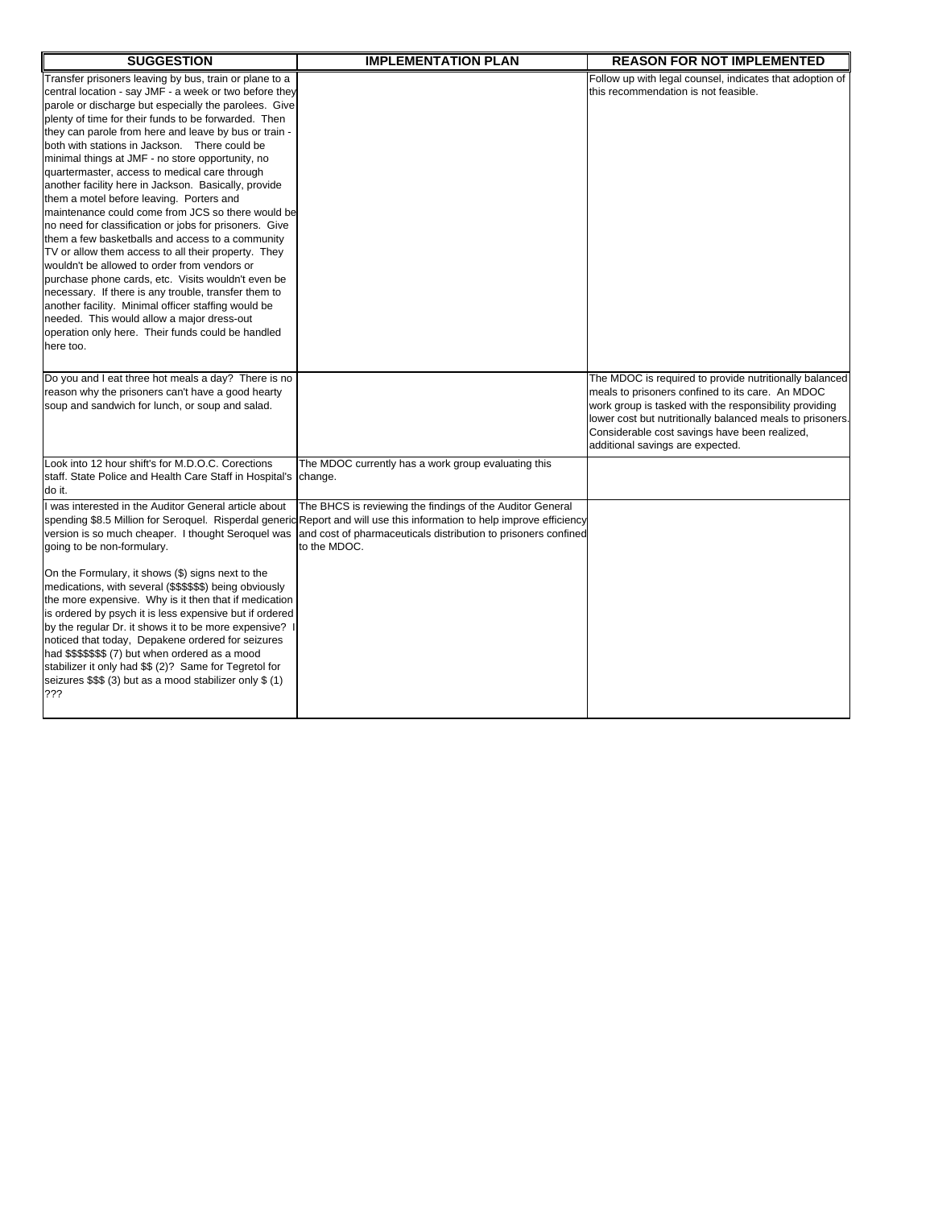| SUGGESTION | IMPLEMENTATION PLAN | REASON FOR NOT IMPLEMENTED |
|---|---|---|
| Transfer prisoners leaving by bus, train or plane to a central location - say JMF - a week or two before they parole or discharge but especially the parolees. Give plenty of time for their funds to be forwarded. Then they can parole from here and leave by bus or train - both with stations in Jackson. There could be minimal things at JMF - no store opportunity, no quartermaster, access to medical care through another facility here in Jackson. Basically, provide them a motel before leaving. Porters and maintenance could come from JCS so there would be no need for classification or jobs for prisoners. Give them a few basketballs and access to a community TV or allow them access to all their property. They wouldn't be allowed to order from vendors or purchase phone cards, etc. Visits wouldn't even be necessary. If there is any trouble, transfer them to another facility. Minimal officer staffing would be needed. This would allow a major dress-out operation only here. Their funds could be handled here too. | | Follow up with legal counsel, indicates that adoption of this recommendation is not feasible. |
| Do you and I eat three hot meals a day? There is no reason why the prisoners can't have a good hearty soup and sandwich for lunch, or soup and salad. | | The MDOC is required to provide nutritionally balanced meals to prisoners confined to its care. An MDOC work group is tasked with the responsibility providing lower cost but nutritionally balanced meals to prisoners. Considerable cost savings have been realized, additional savings are expected. |
| Look into 12 hour shift's for M.D.O.C. Corections staff. State Police and Health Care Staff in Hospital's do it. | The MDOC currently has a work group evaluating this change. | |
| I was interested in the Auditor General article about spending $8.5 Million for Seroquel. Risperdal generic version is so much cheaper. I thought Seroquel was going to be non-formulary.<br><br>On the Formulary, it shows ($) signs next to the medications, with several ($$$$$$) being obviously the more expensive. Why is it then that if medication is ordered by psych it is less expensive but if ordered by the regular Dr. it shows it to be more expensive? I noticed that today, Depakene ordered for seizures had $$$$$$$ (7) but when ordered as a mood stabilizer it only had $$ (2)? Same for Tegretol for seizures $$$ (3) but as a mood stabilizer only $ (1) ??? | The BHCS is reviewing the findings of the Auditor General Report and will use this information to help improve efficiency and cost of pharmaceuticals distribution to prisoners confined to the MDOC. | |